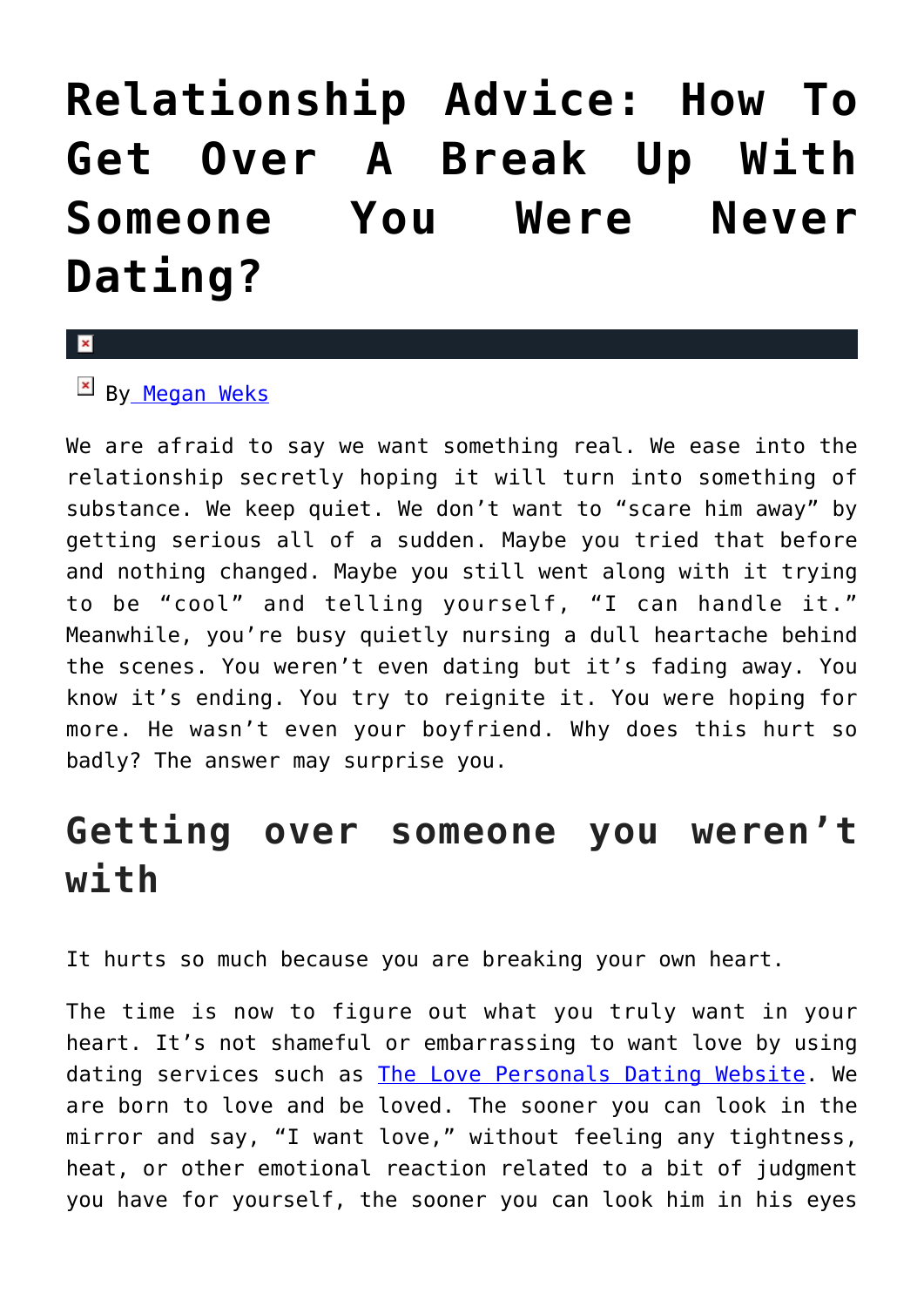# Relationship Advice: How To Get Over A Break Up With Someone You Were Never Dating?

By Megan Weks

We are afraid to say we want something real. We ease into the relationship secretly hoping it will turn into something of substance. We keep quiet. We don't want to "scare him away" by getting serious all of a sudden. Maybe you tried that before and nothing changed. Maybe you still went along with it trying to be "cool" and telling yourself, "I can handle it." Meanwhile, you're busy quietly nursing a dull heartache behind the scenes. You weren't even dating but it's fading away. You know it's ending. You try to reignite it. You were hoping for more. He wasn't even your boyfriend. Why does this hurt so badly? The answer may surprise you.

## Getting over someone you weren't with

It hurts so much because you are breaking your own heart.

The time is now to figure out what you truly want in your heart. It's not shameful or embarrassing to want love by using dating services such as The Love Personals Dating Website. We are born to love and be loved. The sooner you can look in the mirror and say, "I want love," without feeling any tightness, heat, or other emotional reaction related to a bit of judgment you have for yourself, the sooner you can look him in his eyes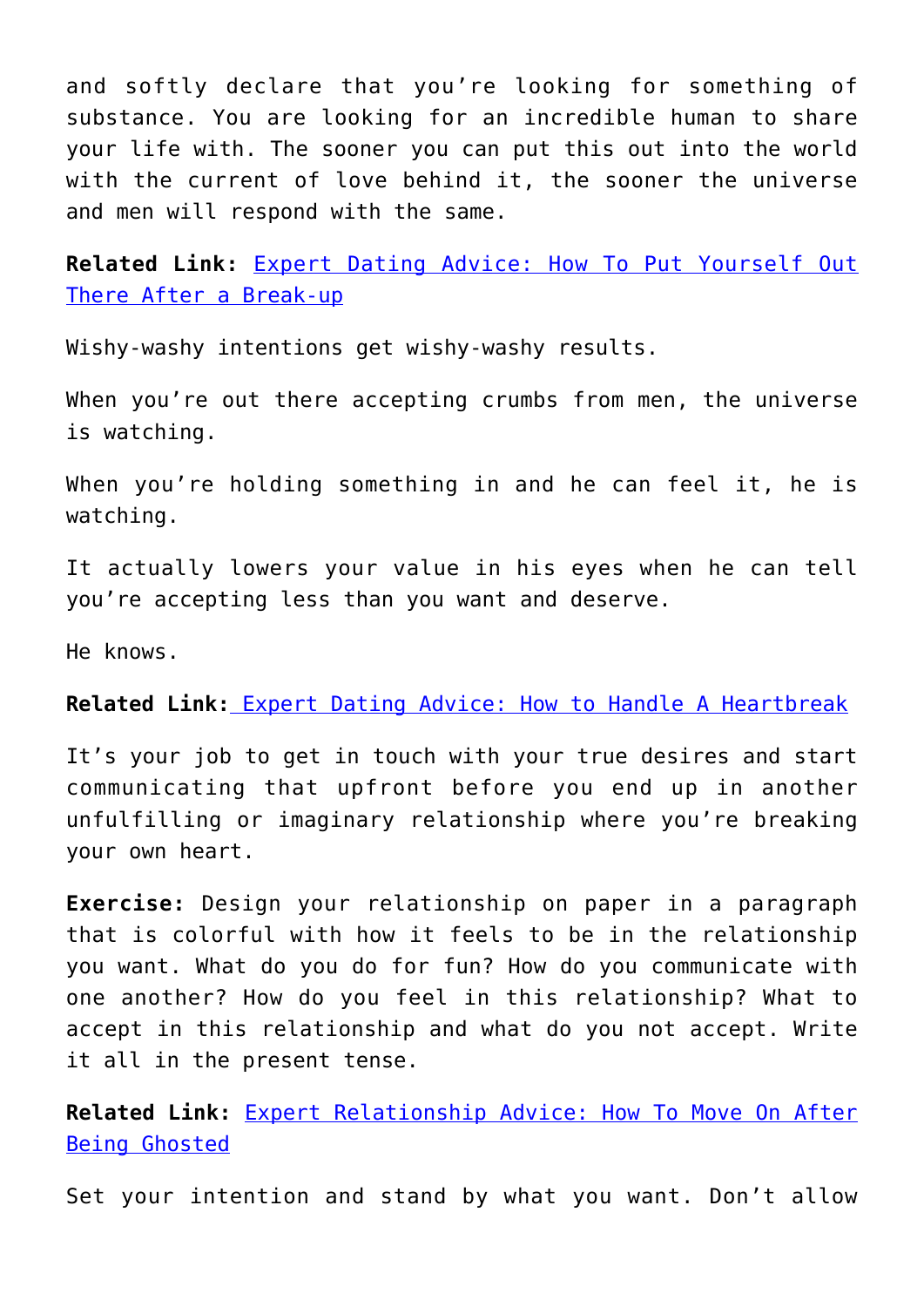and softly declare that you're looking for something of substance. You are looking for an incredible human to share your life with. The sooner you can put this out into the world with the current of love behind it, the sooner the universe and men will respond with the same.

**Related Link:** [Expert Dating Advice: How To Put Yourself Out There After a Break-up]()

Wishy-washy intentions get wishy-washy results.

When you're out there accepting crumbs from men, the universe is watching.

When you're holding something in and he can feel it, he is watching.

It actually lowers your value in his eyes when he can tell you're accepting less than you want and deserve.

He knows.

**Related Link:** [Expert Dating Advice: How to Handle A Heartbreak]()

It's your job to get in touch with your true desires and start communicating that upfront before you end up in another unfulfilling or imaginary relationship where you're breaking your own heart.

**Exercise:** Design your relationship on paper in a paragraph that is colorful with how it feels to be in the relationship you want. What do you do for fun? How do you communicate with one another? How do you feel in this relationship? What to accept in this relationship and what do you not accept. Write it all in the present tense.

**Related Link:** [Expert Relationship Advice: How To Move On After Being Ghosted]()

Set your intention and stand by what you want. Don't allow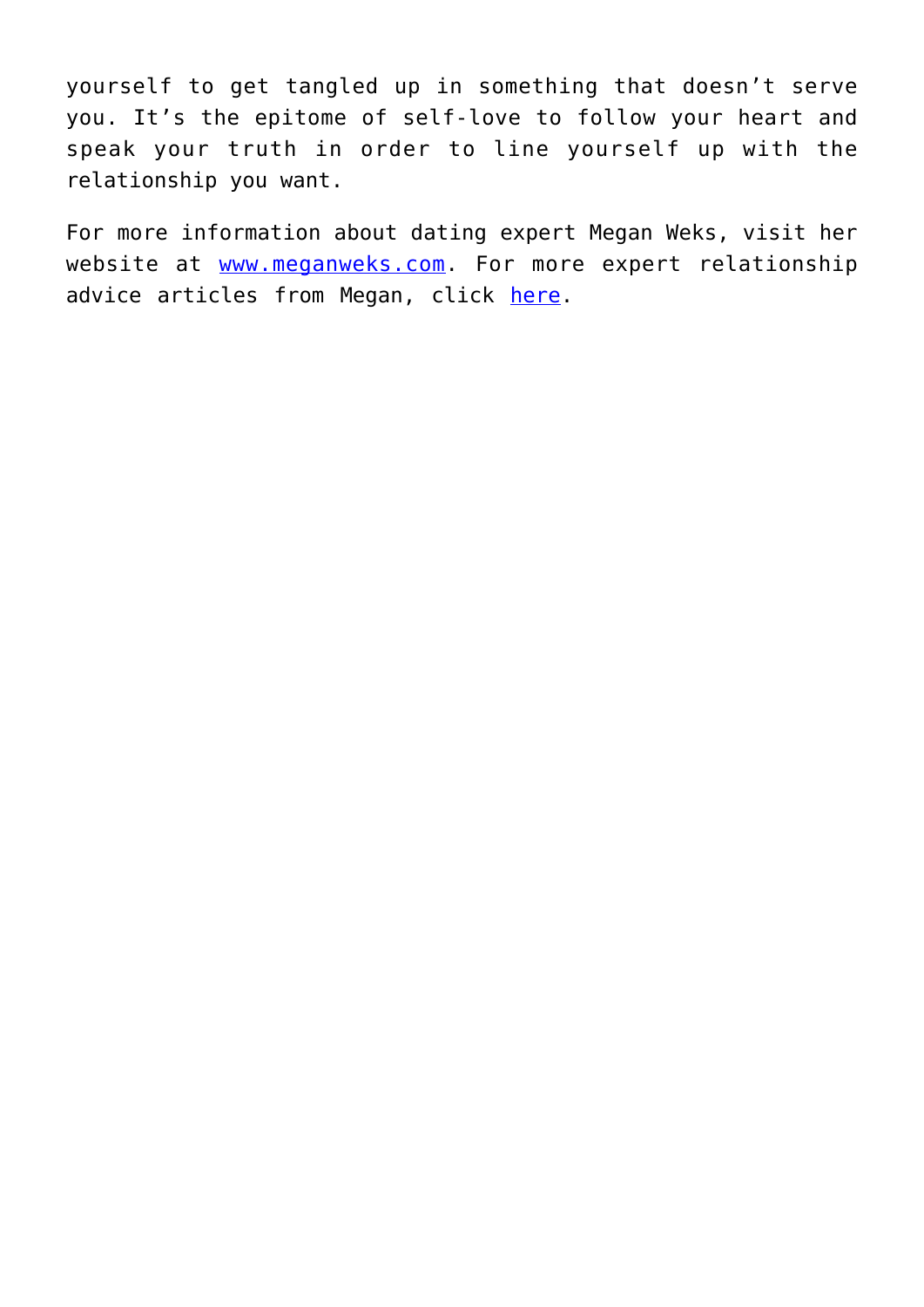yourself to get tangled up in something that doesn't serve you. It's the epitome of self-love to follow your heart and speak your truth in order to line yourself up with the relationship you want.

For more information about dating expert Megan Weks, visit her website at [www.meganweks.com](http://www.meganweks.com). For more expert relationship advice articles from Megan, click [here]().